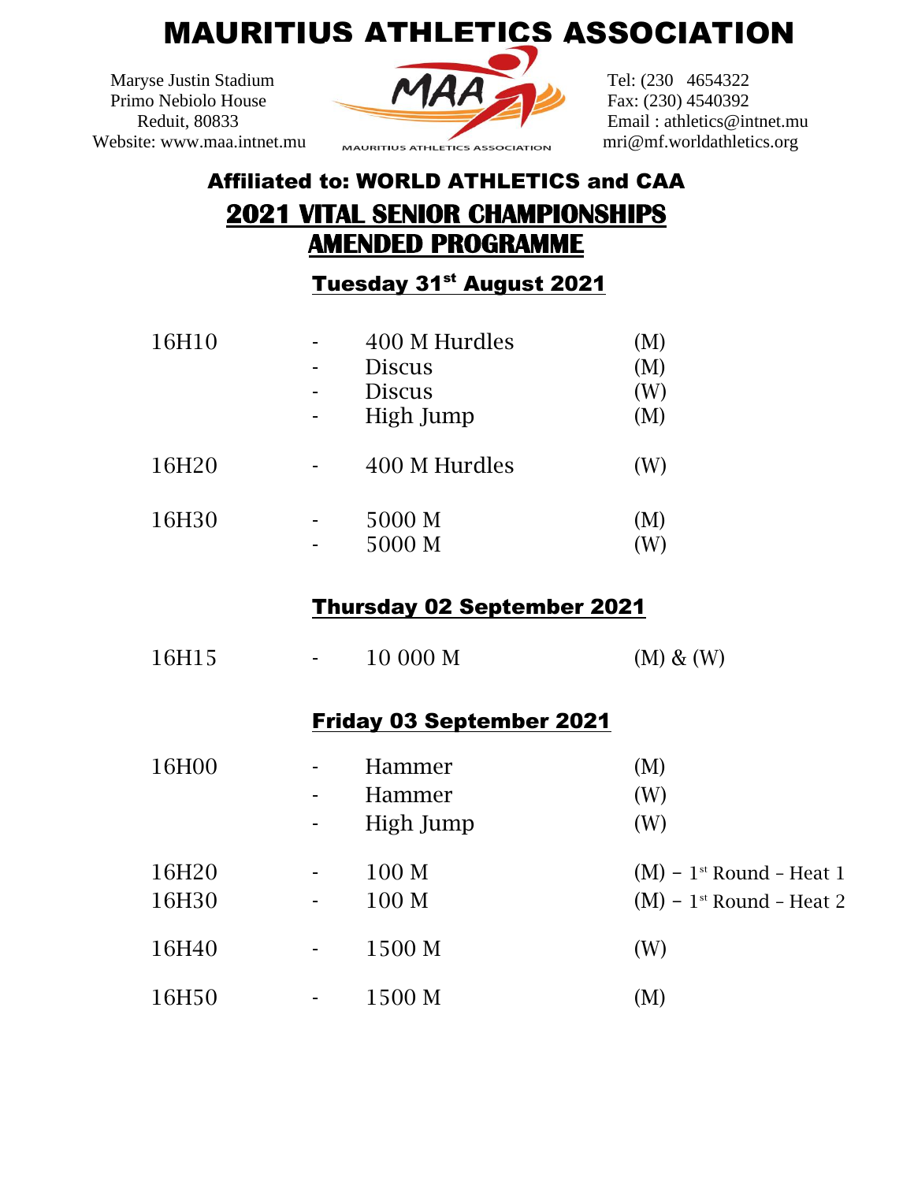# MAURITIUS ATHLETICS ASSOCIATION

Maryse Justin Stadium
Primo Nebiolo House
Reduit, 80833
Website: www.maa.intnet.mu

Tel: (230 4654322
Fax: (230) 4540392
Email : athletics@intnet.mu
mri@mf.worldathletics.org

MAURITIUS ATHLETICS ASSOCIATION

**Affiliated to: WORLD ATHLETICS and CAA**

## 2021 VITAL SENIOR CHAMPIONSHIPS
## AMENDED PROGRAMME

### Tuesday 31st August 2021

| Time | | Event | Category |
|---|---|---|---|
| 16H10 | - | 400 M Hurdles | (M) |
| | - | Discus | (M) |
| | - | Discus | (W) |
| | - | High Jump | (M) |
| 16H20 | - | 400 M Hurdles | (W) |
| 16H30 | - | 5000 M | (M) |
| | - | 5000 M | (W) |

### Thursday 02 September 2021

| Time | | Event | Category |
|---|---|---|---|
| 16H15 | - | 10 000 M | (M) & (W) |

### Friday 03 September 2021

| Time | | Event | Category |
|---|---|---|---|
| 16H00 | - | Hammer | (M) |
| | - | Hammer | (W) |
| | - | High Jump | (W) |
| 16H20 | - | 100 M | (M) – 1st Round – Heat 1 |
| 16H30 | - | 100 M | (M) – 1st Round – Heat 2 |
| 16H40 | - | 1500 M | (W) |
| 16H50 | - | 1500 M | (M) |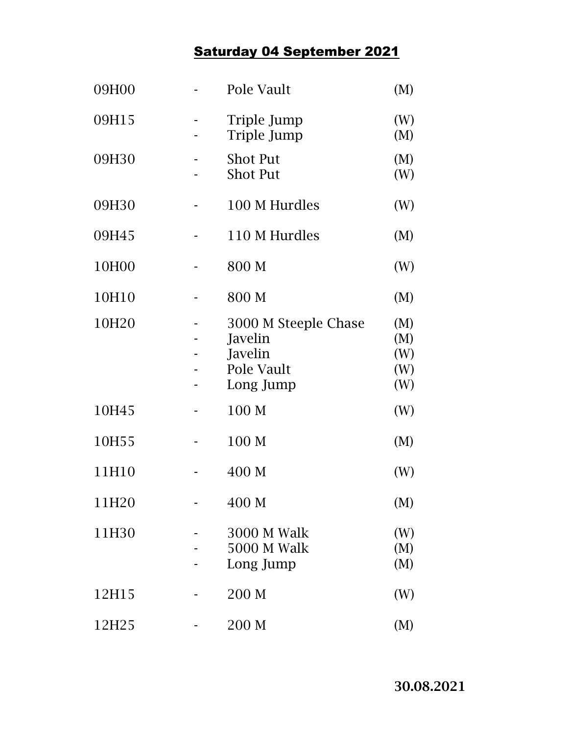## Saturday 04 September 2021

| | | | |
|---|---|---|---|
| 09H00 | - | Pole Vault | (M) |
| 09H15 | - | Triple Jump | (W) |
| | - | Triple Jump | (M) |
| 09H30 | - | Shot Put | (M) |
| | - | Shot Put | (W) |
| 09H30 | - | 100 M Hurdles | (W) |
| 09H45 | - | 110 M Hurdles | (M) |
| 10H00 | - | 800 M | (W) |
| 10H10 | - | 800 M | (M) |
| 10H20 | - | 3000 M Steeple Chase | (M) |
| | - | Javelin | (M) |
| | - | Javelin | (W) |
| | - | Pole Vault | (W) |
| | - | Long Jump | (W) |
| 10H45 | - | 100 M | (W) |
| 10H55 | - | 100 M | (M) |
| 11H10 | - | 400 M | (W) |
| 11H20 | - | 400 M | (M) |
| 11H30 | - | 3000 M Walk | (W) |
| | - | 5000 M Walk | (M) |
| | - | Long Jump | (M) |
| 12H15 | - | 200 M | (W) |
| 12H25 | - | 200 M | (M) |

**30.08.2021**